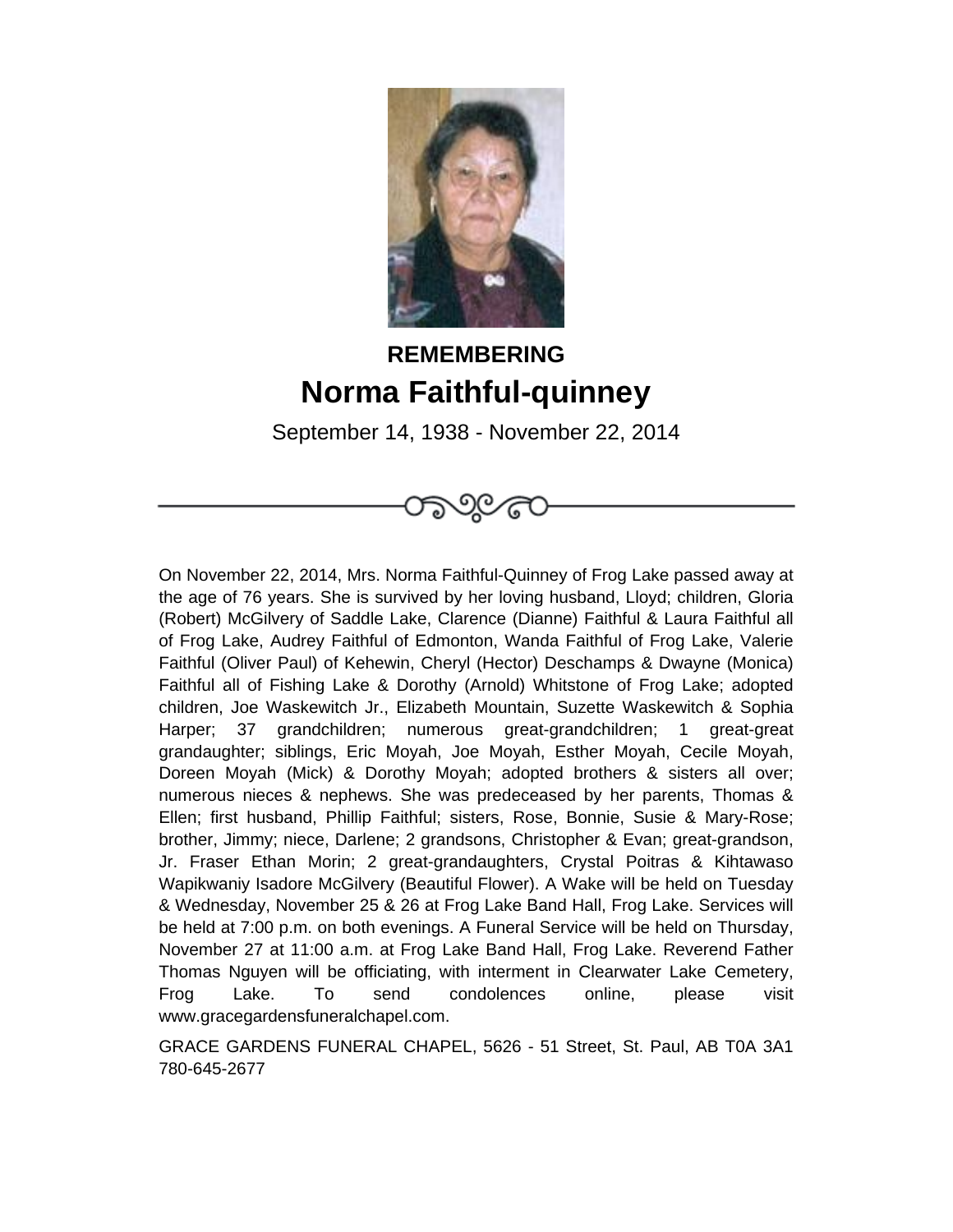**REMEMBERING**

# Norma Faithful-quinney

September 14, 1938 - November 22, 2014

---

On November 22, 2014, Mrs. Norma Faithful-Quinney of Frog Lake passed away at the age of 76 years. She is survived by her loving husband, Lloyd; children, Gloria (Robert) McGilvery of Saddle Lake, Clarence (Dianne) Faithful & Laura Faithful all of Frog Lake, Audrey Faithful of Edmonton, Wanda Faithful of Frog Lake, Valerie Faithful (Oliver Paul) of Kehewin, Cheryl (Hector) Deschamps & Dwayne (Monica) Faithful all of Fishing Lake & Dorothy (Arnold) Whitstone of Frog Lake; adopted children, Joe Waskewitch Jr., Elizabeth Mountain, Suzette Waskewitch & Sophia Harper; 37 grandchildren; numerous great-grandchildren; 1 great-great grandaughter; siblings, Eric Moyah, Joe Moyah, Esther Moyah, Cecile Moyah, Doreen Moyah (Mick) & Dorothy Moyah; adopted brothers & sisters all over; numerous nieces & nephews. She was predeceased by her parents, Thomas & Ellen; first husband, Phillip Faithful; sisters, Rose, Bonnie, Susie & Mary-Rose; brother, Jimmy; niece, Darlene; 2 grandsons, Christopher & Evan; great-grandson, Jr. Fraser Ethan Morin; 2 great-grandaughters, Crystal Poitras & Kihtawaso Wapikwaniy Isadore McGilvery (Beautiful Flower). A Wake will be held on Tuesday & Wednesday, November 25 & 26 at Frog Lake Band Hall, Frog Lake. Services will be held at 7:00 p.m. on both evenings. A Funeral Service will be held on Thursday, November 27 at 11:00 a.m. at Frog Lake Band Hall, Frog Lake. Reverend Father Thomas Nguyen will be officiating, with interment in Clearwater Lake Cemetery, Frog Lake. To send condolences online, please visit www.gracegardensfuneralchapel.com.

GRACE GARDENS FUNERAL CHAPEL, 5626 - 51 Street, St. Paul, AB T0A 3A1 780-645-2677